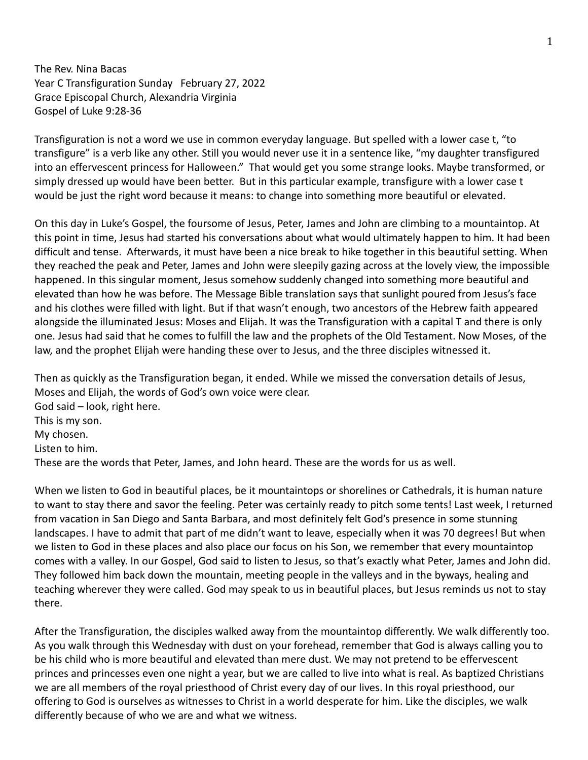The Rev. Nina Bacas
Year C Transfiguration Sunday   February 27, 2022
Grace Episcopal Church, Alexandria Virginia
Gospel of Luke 9:28-36

Transfiguration is not a word we use in common everyday language. But spelled with a lower case t, "to transfigure" is a verb like any other. Still you would never use it in a sentence like, "my daughter transfigured into an effervescent princess for Halloween." That would get you some strange looks. Maybe transformed, or simply dressed up would have been better. But in this particular example, transfigure with a lower case t would be just the right word because it means: to change into something more beautiful or elevated.

On this day in Luke's Gospel, the foursome of Jesus, Peter, James and John are climbing to a mountaintop. At this point in time, Jesus had started his conversations about what would ultimately happen to him. It had been difficult and tense. Afterwards, it must have been a nice break to hike together in this beautiful setting. When they reached the peak and Peter, James and John were sleepily gazing across at the lovely view, the impossible happened. In this singular moment, Jesus somehow suddenly changed into something more beautiful and elevated than how he was before. The Message Bible translation says that sunlight poured from Jesus's face and his clothes were filled with light. But if that wasn't enough, two ancestors of the Hebrew faith appeared alongside the illuminated Jesus: Moses and Elijah. It was the Transfiguration with a capital T and there is only one. Jesus had said that he comes to fulfill the law and the prophets of the Old Testament. Now Moses, of the law, and the prophet Elijah were handing these over to Jesus, and the three disciples witnessed it.

Then as quickly as the Transfiguration began, it ended. While we missed the conversation details of Jesus, Moses and Elijah, the words of God's own voice were clear.
God said – look, right here.
This is my son.
My chosen.
Listen to him.
These are the words that Peter, James, and John heard. These are the words for us as well.

When we listen to God in beautiful places, be it mountaintops or shorelines or Cathedrals, it is human nature to want to stay there and savor the feeling. Peter was certainly ready to pitch some tents! Last week, I returned from vacation in San Diego and Santa Barbara, and most definitely felt God's presence in some stunning landscapes. I have to admit that part of me didn't want to leave, especially when it was 70 degrees! But when we listen to God in these places and also place our focus on his Son, we remember that every mountaintop comes with a valley. In our Gospel, God said to listen to Jesus, so that's exactly what Peter, James and John did. They followed him back down the mountain, meeting people in the valleys and in the byways, healing and teaching wherever they were called. God may speak to us in beautiful places, but Jesus reminds us not to stay there.

After the Transfiguration, the disciples walked away from the mountaintop differently. We walk differently too. As you walk through this Wednesday with dust on your forehead, remember that God is always calling you to be his child who is more beautiful and elevated than mere dust. We may not pretend to be effervescent princes and princesses even one night a year, but we are called to live into what is real. As baptized Christians we are all members of the royal priesthood of Christ every day of our lives. In this royal priesthood, our offering to God is ourselves as witnesses to Christ in a world desperate for him. Like the disciples, we walk differently because of who we are and what we witness.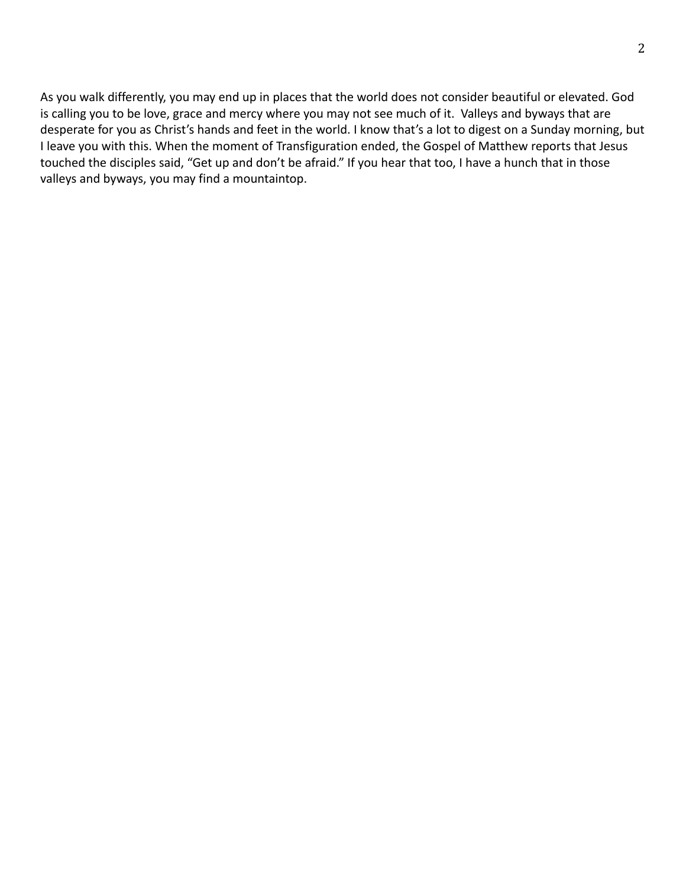As you walk differently, you may end up in places that the world does not consider beautiful or elevated. God is calling you to be love, grace and mercy where you may not see much of it.  Valleys and byways that are desperate for you as Christ's hands and feet in the world. I know that's a lot to digest on a Sunday morning, but I leave you with this. When the moment of Transfiguration ended, the Gospel of Matthew reports that Jesus touched the disciples said, "Get up and don't be afraid." If you hear that too, I have a hunch that in those valleys and byways, you may find a mountaintop.